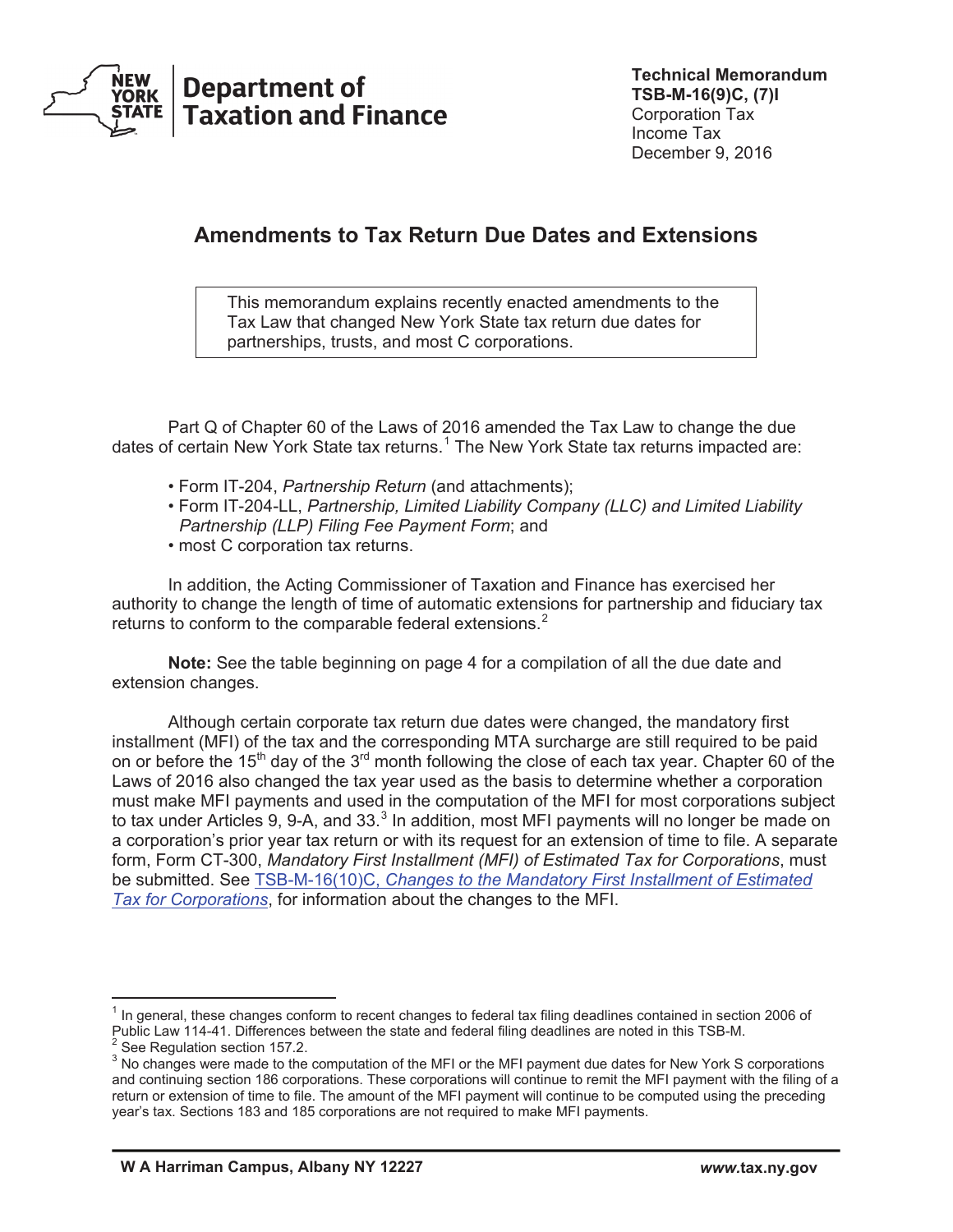**Technical Memorandum**
**TSB-M-16(9)C, (7)I**
Corporation Tax
Income Tax
December 9, 2016

# Amendments to Tax Return Due Dates and Extensions

> This memorandum explains recently enacted amendments to the Tax Law that changed New York State tax return due dates for partnerships, trusts, and most C corporations.

Part Q of Chapter 60 of the Laws of 2016 amended the Tax Law to change the due dates of certain New York State tax returns.[1] The New York State tax returns impacted are:

- Form IT-204, *Partnership Return* (and attachments);
- Form IT-204-LL, *Partnership, Limited Liability Company (LLC) and Limited Liability Partnership (LLP) Filing Fee Payment Form*; and
- most C corporation tax returns.

In addition, the Acting Commissioner of Taxation and Finance has exercised her authority to change the length of time of automatic extensions for partnership and fiduciary tax returns to conform to the comparable federal extensions.[2]

**Note:** See the table beginning on page 4 for a compilation of all the due date and extension changes.

Although certain corporate tax return due dates were changed, the mandatory first installment (MFI) of the tax and the corresponding MTA surcharge are still required to be paid on or before the 15th day of the 3rd month following the close of each tax year. Chapter 60 of the Laws of 2016 also changed the tax year used as the basis to determine whether a corporation must make MFI payments and used in the computation of the MFI for most corporations subject to tax under Articles 9, 9-A, and 33.[3] In addition, most MFI payments will no longer be made on a corporation's prior year tax return or with its request for an extension of time to file. A separate form, Form CT-300, *Mandatory First Installment (MFI) of Estimated Tax for Corporations*, must be submitted. See TSB-M-16(10)C, *Changes to the Mandatory First Installment of Estimated Tax for Corporations*, for information about the changes to the MFI.

---

[1] In general, these changes conform to recent changes to federal tax filing deadlines contained in section 2006 of Public Law 114-41. Differences between the state and federal filing deadlines are noted in this TSB-M.

[2] See Regulation section 157.2.

[3] No changes were made to the computation of the MFI or the MFI payment due dates for New York S corporations and continuing section 186 corporations. These corporations will continue to remit the MFI payment with the filing of a return or extension of time to file. The amount of the MFI payment will continue to be computed using the preceding year's tax. Sections 183 and 185 corporations are not required to make MFI payments.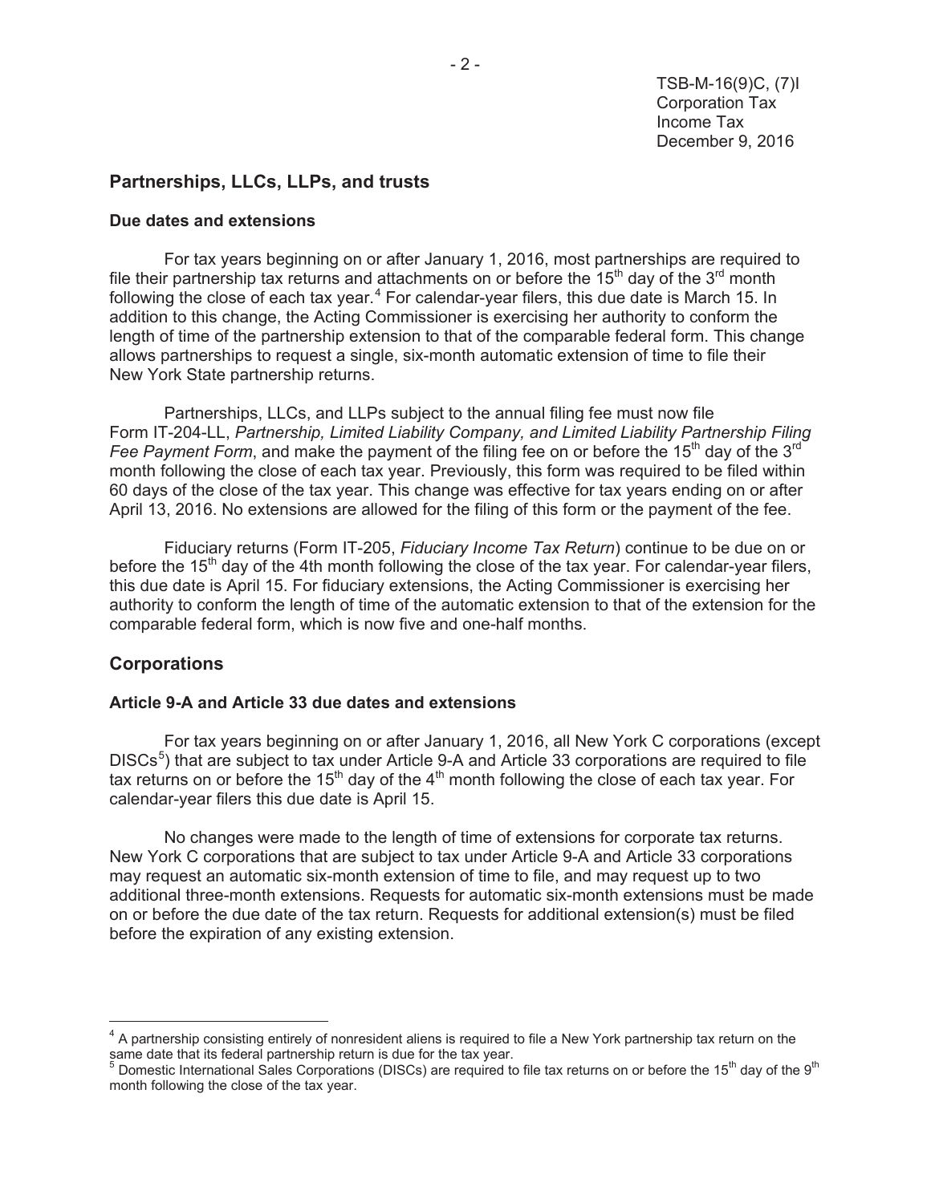## Partnerships, LLCs, LLPs, and trusts

### Due dates and extensions

For tax years beginning on or after January 1, 2016, most partnerships are required to file their partnership tax returns and attachments on or before the 15th day of the 3rd month following the close of each tax year.[4] For calendar-year filers, this due date is March 15. In addition to this change, the Acting Commissioner is exercising her authority to conform the length of time of the partnership extension to that of the comparable federal form. This change allows partnerships to request a single, six-month automatic extension of time to file their New York State partnership returns.

Partnerships, LLCs, and LLPs subject to the annual filing fee must now file Form IT-204-LL, *Partnership, Limited Liability Company, and Limited Liability Partnership Filing Fee Payment Form*, and make the payment of the filing fee on or before the 15th day of the 3rd month following the close of each tax year. Previously, this form was required to be filed within 60 days of the close of the tax year. This change was effective for tax years ending on or after April 13, 2016. No extensions are allowed for the filing of this form or the payment of the fee.

Fiduciary returns (Form IT-205, *Fiduciary Income Tax Return*) continue to be due on or before the 15th day of the 4th month following the close of the tax year. For calendar-year filers, this due date is April 15. For fiduciary extensions, the Acting Commissioner is exercising her authority to conform the length of time of the automatic extension to that of the extension for the comparable federal form, which is now five and one-half months.

## Corporations

### Article 9-A and Article 33 due dates and extensions

For tax years beginning on or after January 1, 2016, all New York C corporations (except DISCs[5]) that are subject to tax under Article 9-A and Article 33 corporations are required to file tax returns on or before the 15th day of the 4th month following the close of each tax year. For calendar-year filers this due date is April 15.

No changes were made to the length of time of extensions for corporate tax returns. New York C corporations that are subject to tax under Article 9-A and Article 33 corporations may request an automatic six-month extension of time to file, and may request up to two additional three-month extensions. Requests for automatic six-month extensions must be made on or before the due date of the tax return. Requests for additional extension(s) must be filed before the expiration of any existing extension.

---

[4] A partnership consisting entirely of nonresident aliens is required to file a New York partnership tax return on the same date that its federal partnership return is due for the tax year.

[5] Domestic International Sales Corporations (DISCs) are required to file tax returns on or before the 15th day of the 9th month following the close of the tax year.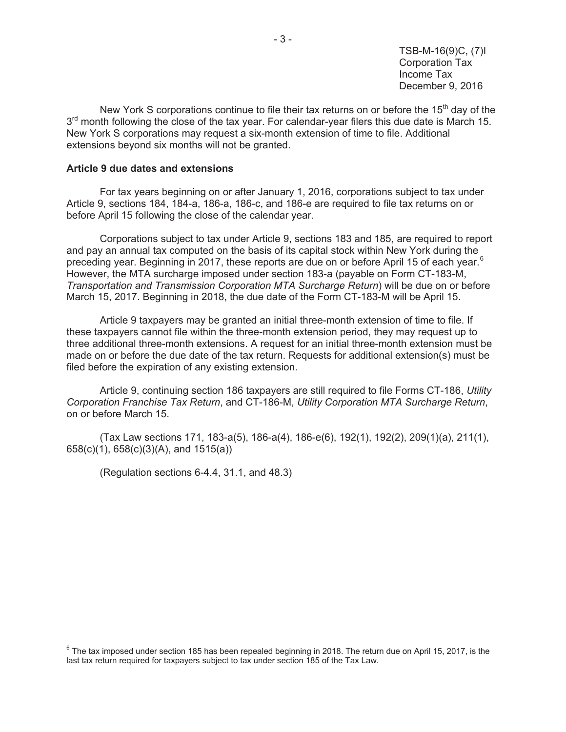New York S corporations continue to file their tax returns on or before the 15th day of the 3rd month following the close of the tax year. For calendar-year filers this due date is March 15. New York S corporations may request a six-month extension of time to file. Additional extensions beyond six months will not be granted.

**Article 9 due dates and extensions**

For tax years beginning on or after January 1, 2016, corporations subject to tax under Article 9, sections 184, 184-a, 186-a, 186-c, and 186-e are required to file tax returns on or before April 15 following the close of the calendar year.

Corporations subject to tax under Article 9, sections 183 and 185, are required to report and pay an annual tax computed on the basis of its capital stock within New York during the preceding year. Beginning in 2017, these reports are due on or before April 15 of each year.[6] However, the MTA surcharge imposed under section 183-a (payable on Form CT-183-M, *Transportation and Transmission Corporation MTA Surcharge Return*) will be due on or before March 15, 2017. Beginning in 2018, the due date of the Form CT-183-M will be April 15.

Article 9 taxpayers may be granted an initial three-month extension of time to file. If these taxpayers cannot file within the three-month extension period, they may request up to three additional three-month extensions. A request for an initial three-month extension must be made on or before the due date of the tax return. Requests for additional extension(s) must be filed before the expiration of any existing extension.

Article 9, continuing section 186 taxpayers are still required to file Forms CT-186, *Utility Corporation Franchise Tax Return*, and CT-186-M, *Utility Corporation MTA Surcharge Return*, on or before March 15.

(Tax Law sections 171, 183-a(5), 186-a(4), 186-e(6), 192(1), 192(2), 209(1)(a), 211(1), 658(c)(1), 658(c)(3)(A), and 1515(a))

(Regulation sections 6-4.4, 31.1, and 48.3)

---

[6] The tax imposed under section 185 has been repealed beginning in 2018. The return due on April 15, 2017, is the last tax return required for taxpayers subject to tax under section 185 of the Tax Law.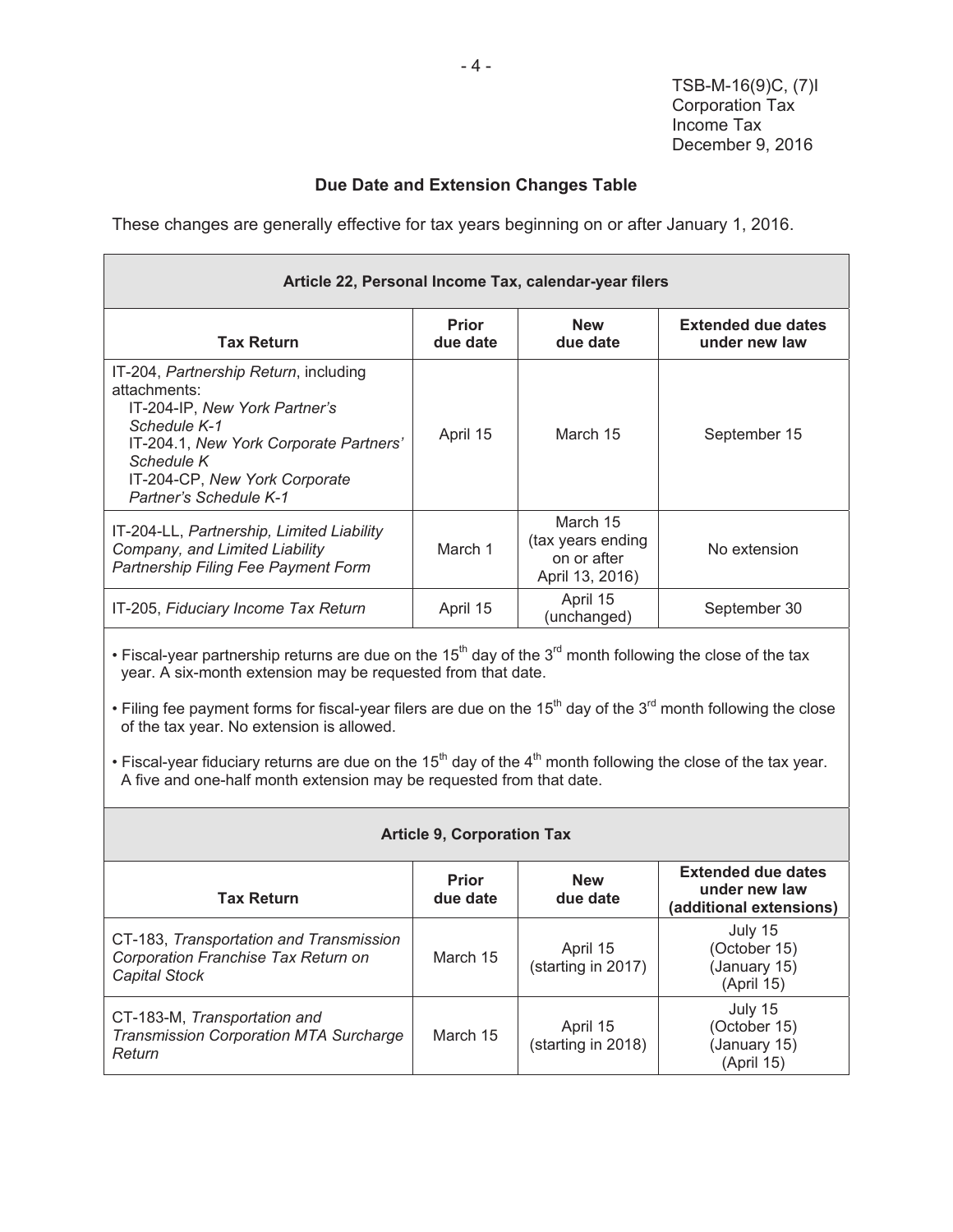TSB-M-16(9)C, (7)I
Corporation Tax
Income Tax
December 9, 2016

## Due Date and Extension Changes Table

These changes are generally effective for tax years beginning on or after January 1, 2016.

| Article 22, Personal Income Tax, calendar-year filers | | | |
|---|---|---|---|
| **Tax Return** | **Prior due date** | **New due date** | **Extended due dates under new law** |
| IT-204, *Partnership Return*, including attachments: IT-204-IP, *New York Partner's Schedule K-1*; IT-204.1, *New York Corporate Partners' Schedule K*; IT-204-CP, *New York Corporate Partner's Schedule K-1* | April 15 | March 15 | September 15 |
| IT-204-LL, *Partnership, Limited Liability Company, and Limited Liability Partnership Filing Fee Payment Form* | March 1 | March 15 (tax years ending on or after April 13, 2016) | No extension |
| IT-205, *Fiduciary Income Tax Return* | April 15 | April 15 (unchanged) | September 30 |

- Fiscal-year partnership returns are due on the 15th day of the 3rd month following the close of the tax year. A six-month extension may be requested from that date.
- Filing fee payment forms for fiscal-year filers are due on the 15th day of the 3rd month following the close of the tax year. No extension is allowed.
- Fiscal-year fiduciary returns are due on the 15th day of the 4th month following the close of the tax year. A five and one-half month extension may be requested from that date.

| Article 9, Corporation Tax | | | |
|---|---|---|---|
| **Tax Return** | **Prior due date** | **New due date** | **Extended due dates under new law (additional extensions)** |
| CT-183, *Transportation and Transmission Corporation Franchise Tax Return on Capital Stock* | March 15 | April 15 (starting in 2017) | July 15 (October 15) (January 15) (April 15) |
| CT-183-M, *Transportation and Transmission Corporation MTA Surcharge Return* | March 15 | April 15 (starting in 2018) | July 15 (October 15) (January 15) (April 15) |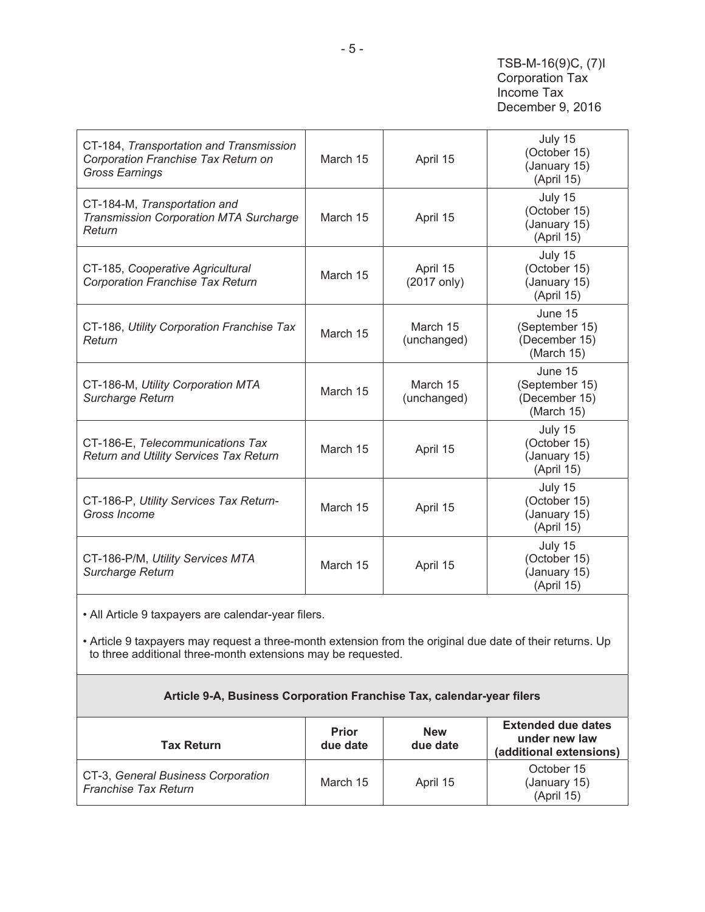| | | | |
|---|---|---|---|
| CT-184, *Transportation and Transmission Corporation Franchise Tax Return on Gross Earnings* | March 15 | April 15 | July 15 (October 15) (January 15) (April 15) |
| CT-184-M, *Transportation and Transmission Corporation MTA Surcharge Return* | March 15 | April 15 | July 15 (October 15) (January 15) (April 15) |
| CT-185, *Cooperative Agricultural Corporation Franchise Tax Return* | March 15 | April 15 (2017 only) | July 15 (October 15) (January 15) (April 15) |
| CT-186, *Utility Corporation Franchise Tax Return* | March 15 | March 15 (unchanged) | June 15 (September 15) (December 15) (March 15) |
| CT-186-M, *Utility Corporation MTA Surcharge Return* | March 15 | March 15 (unchanged) | June 15 (September 15) (December 15) (March 15) |
| CT-186-E, *Telecommunications Tax Return and Utility Services Tax Return* | March 15 | April 15 | July 15 (October 15) (January 15) (April 15) |
| CT-186-P, *Utility Services Tax Return-Gross Income* | March 15 | April 15 | July 15 (October 15) (January 15) (April 15) |
| CT-186-P/M, *Utility Services MTA Surcharge Return* | March 15 | April 15 | July 15 (October 15) (January 15) (April 15) |

- All Article 9 taxpayers are calendar-year filers.
- Article 9 taxpayers may request a three-month extension from the original due date of their returns. Up to three additional three-month extensions may be requested.

**Article 9-A, Business Corporation Franchise Tax, calendar-year filers**

| Tax Return | Prior due date | New due date | Extended due dates under new law (additional extensions) |
|---|---|---|---|
| CT-3, *General Business Corporation Franchise Tax Return* | March 15 | April 15 | October 15 (January 15) (April 15) |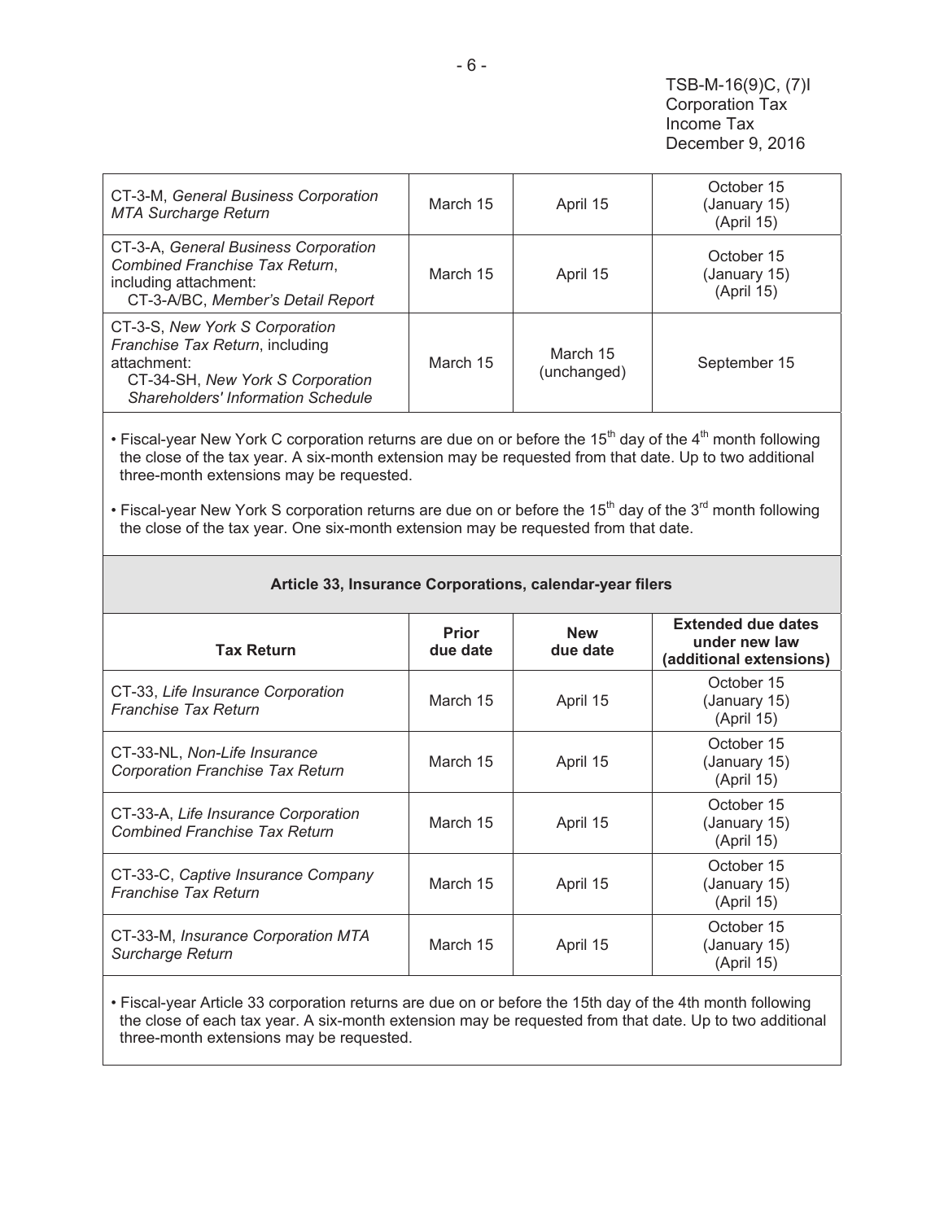| CT-3-M, *General Business Corporation MTA Surcharge Return* | March 15 | April 15 | October 15 (January 15) (April 15) |
|---|---|---|---|
| CT-3-A, *General Business Corporation Combined Franchise Tax Return*, including attachment: CT-3-A/BC, *Member's Detail Report* | March 15 | April 15 | October 15 (January 15) (April 15) |
| CT-3-S, *New York S Corporation Franchise Tax Return*, including attachment: CT-34-SH, *New York S Corporation Shareholders' Information Schedule* | March 15 | March 15 (unchanged) | September 15 |

- Fiscal-year New York C corporation returns are due on or before the 15th day of the 4th month following the close of the tax year. A six-month extension may be requested from that date. Up to two additional three-month extensions may be requested.
- Fiscal-year New York S corporation returns are due on or before the 15th day of the 3rd month following the close of the tax year. One six-month extension may be requested from that date.

**Article 33, Insurance Corporations, calendar-year filers**

| Tax Return | Prior due date | New due date | Extended due dates under new law (additional extensions) |
|---|---|---|---|
| CT-33, *Life Insurance Corporation Franchise Tax Return* | March 15 | April 15 | October 15 (January 15) (April 15) |
| CT-33-NL, *Non-Life Insurance Corporation Franchise Tax Return* | March 15 | April 15 | October 15 (January 15) (April 15) |
| CT-33-A, *Life Insurance Corporation Combined Franchise Tax Return* | March 15 | April 15 | October 15 (January 15) (April 15) |
| CT-33-C, *Captive Insurance Company Franchise Tax Return* | March 15 | April 15 | October 15 (January 15) (April 15) |
| CT-33-M, *Insurance Corporation MTA Surcharge Return* | March 15 | April 15 | October 15 (January 15) (April 15) |

- Fiscal-year Article 33 corporation returns are due on or before the 15th day of the 4th month following the close of each tax year. A six-month extension may be requested from that date. Up to two additional three-month extensions may be requested.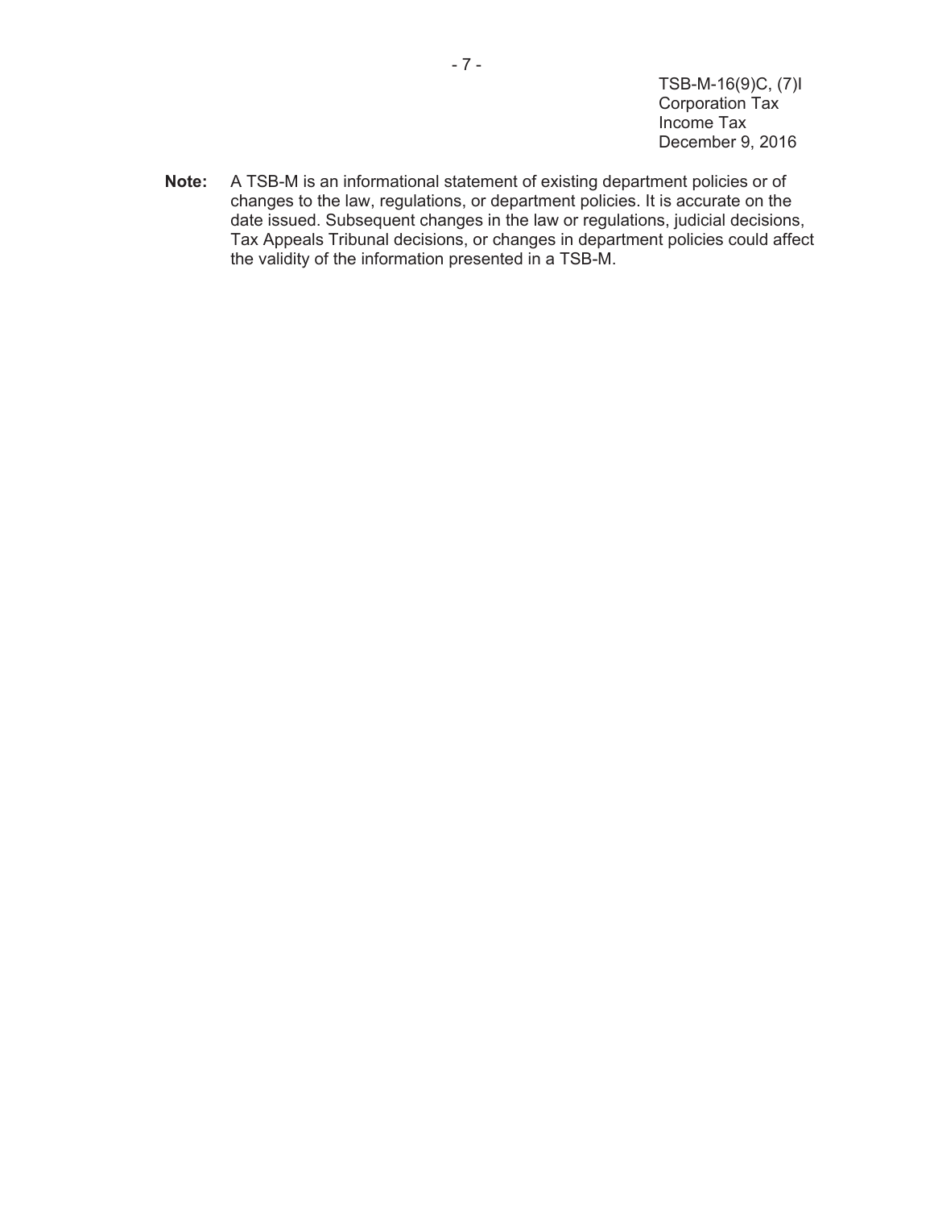**Note:** A TSB-M is an informational statement of existing department policies or of changes to the law, regulations, or department policies. It is accurate on the date issued. Subsequent changes in the law or regulations, judicial decisions, Tax Appeals Tribunal decisions, or changes in department policies could affect the validity of the information presented in a TSB-M.